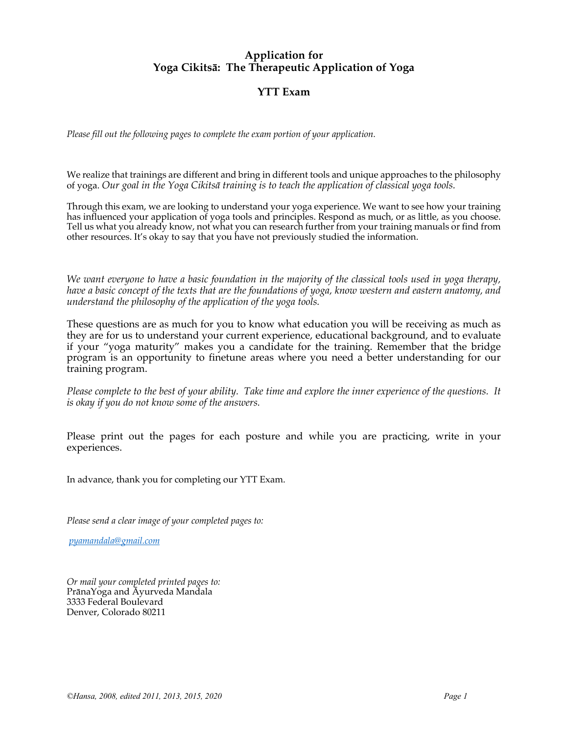# Application for Yoga Cikitsā: The Therapeutic Application of Yoga

## YTT Exam

*Please fill out the following pages to complete the exam portion of your application.*

We realize that trainings are different and bring in different tools and unique approaches to the philosophy of yoga. *Our goal in the Yoga Cikitsā training is to teach the application of classical yoga tools.*

Through this exam, we are looking to understand your yoga experience. We want to see how your training has influenced your application of yoga tools and principles. Respond as much, or as little, as you choose. Tell us what you already know, not what you can research further from your training manuals or find from other resources. It's okay to say that you have not previously studied the information.

*We want everyone to have a basic foundation in the majority of the classical tools used in yoga therapy, have a basic concept of the texts that are the foundations of yoga, know western and eastern anatomy, and understand the philosophy of the application of the yoga tools.*

These questions are as much for you to know what education you will be receiving as much as they are for us to understand your current experience, educational background, and to evaluate if your "yoga maturity" makes you a candidate for the training. Remember that the bridge program is an opportunity to finetune areas where you need a better understanding for our training program.

*Please complete to the best of your ability. Take time and explore the inner experience of the questions. It is okay if you do not know some of the answers.*

Please print out the pages for each posture and while you are practicing, write in your experiences.

In advance, thank you for completing our YTT Exam.

*Please send a clear image of your completed pages to:*

[pyamandala@gmail.com](mailto:pyamandala@gmail.com)

*Or mail your completed printed pages to:*
PrānaYoga and Āyurveda Mandala
3333 Federal Boulevard
Denver, Colorado 80211

*©Hansa, 2008, edited 2011, 2013, 2015, 2020*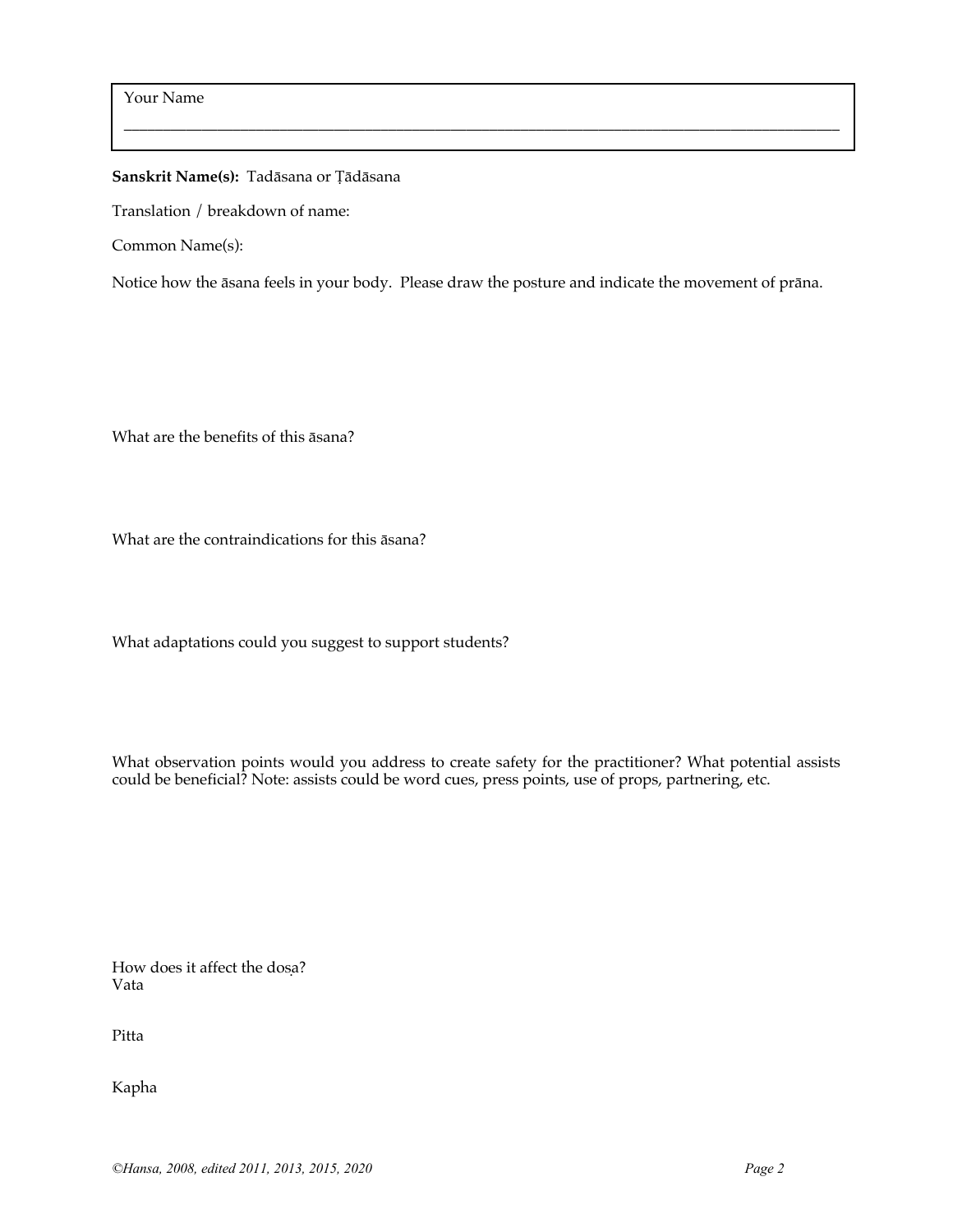Your Name

\_\_\_\_\_\_\_\_\_\_\_\_\_\_\_\_\_\_\_\_\_\_\_\_\_\_\_\_\_\_\_\_\_\_\_\_\_\_\_\_\_\_\_\_\_\_\_\_\_\_\_\_\_\_\_\_\_\_\_\_\_\_\_\_\_\_\_\_\_\_\_\_\_\_\_\_

**Sanskrit Name(s):** Tadāsana or Ṭāḍāsana

Translation / breakdown of name:

Common Name(s):

Notice how the āsana feels in your body. Please draw the posture and indicate the movement of prāna.

What are the benefits of this āsana?

What are the contraindications for this āsana?

What adaptations could you suggest to support students?

What observation points would you address to create safety for the practitioner? What potential assists could be beneficial? Note: assists could be word cues, press points, use of props, partnering, etc.

How does it affect the doṣa?
Vata

Pitta

Kapha

*©Hansa, 2008, edited 2011, 2013, 2015, 2020*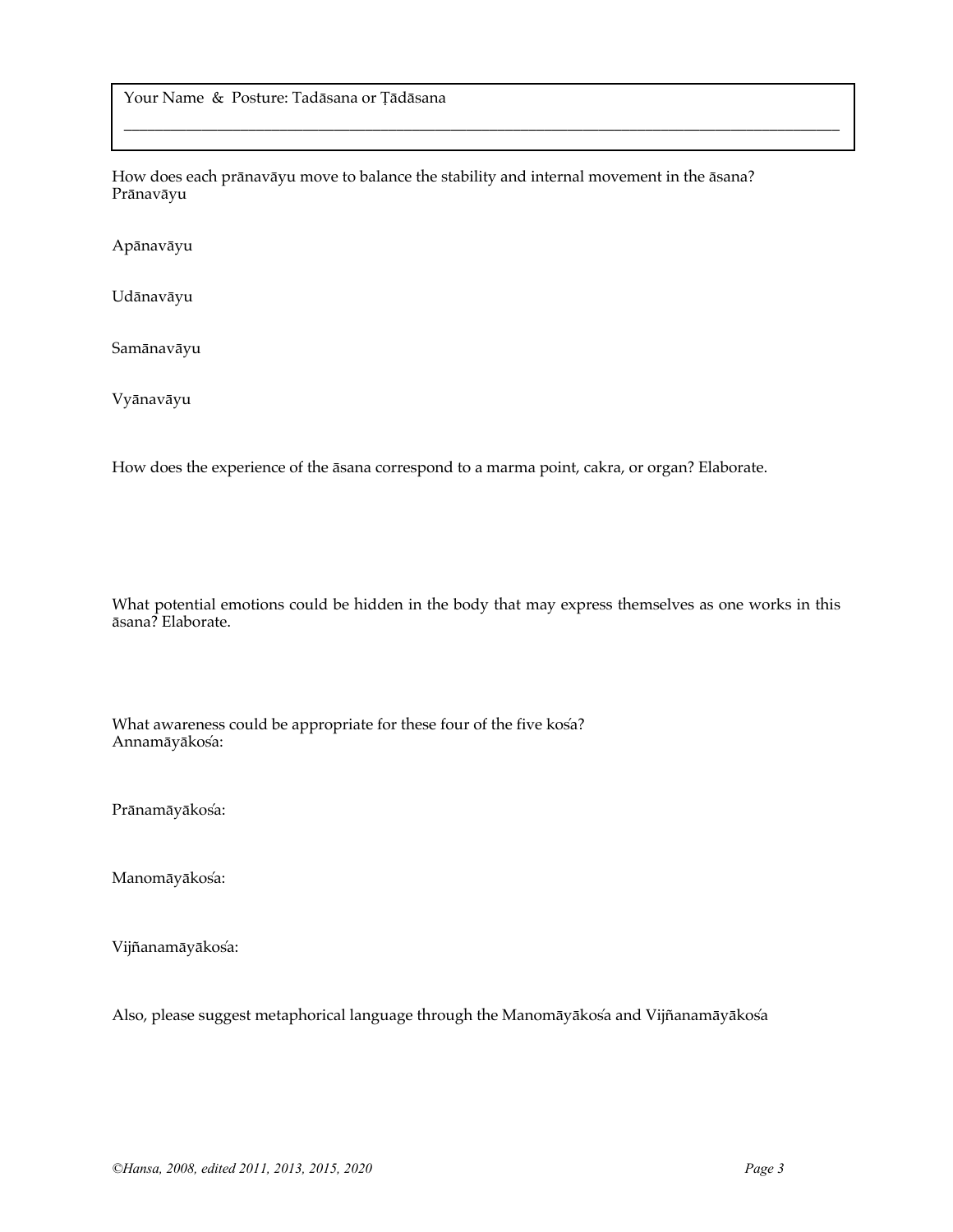Your Name & Posture: Tadāsana or Ṭāḍāsana

______________________________________________________________________________

How does each prānavāyu move to balance the stability and internal movement in the āsana?

Prānavāyu

Apānavāyu

Udānavāyu

Samānavāyu

Vyānavāyu

How does the experience of the āsana correspond to a marma point, cakra, or organ? Elaborate.

What potential emotions could be hidden in the body that may express themselves as one works in this āsana? Elaborate.

What awareness could be appropriate for these four of the five kos̀a?

Annamāyākos̀a:

Prānamāyākos̀a:

Manomāyākos̀a:

Vijñanamāyākos̀a:

Also, please suggest metaphorical language through the Manomāyākos̀a and Vijñanamāyākos̀a

*©Hansa, 2008, edited 2011, 2013, 2015, 2020*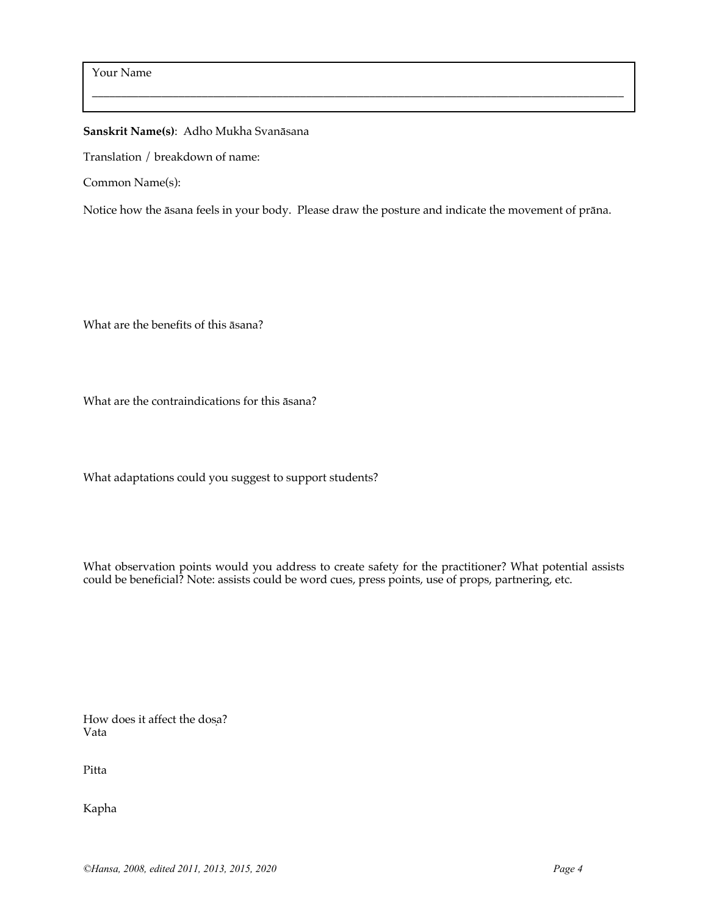Your Name

\_\_\_\_\_\_\_\_\_\_\_\_\_\_\_\_\_\_\_\_\_\_\_\_\_\_\_\_\_\_\_\_\_\_\_\_\_\_\_\_\_\_\_\_\_\_\_\_\_\_\_\_\_\_\_\_\_\_\_\_\_\_\_\_\_\_\_\_\_\_\_\_\_\_\_\_\_\_

**Sanskrit Name(s)**: Adho Mukha Svanāsana

Translation / breakdown of name:

Common Name(s):

Notice how the āsana feels in your body. Please draw the posture and indicate the movement of prāna.

What are the benefits of this āsana?

What are the contraindications for this āsana?

What adaptations could you suggest to support students?

What observation points would you address to create safety for the practitioner? What potential assists could be beneficial? Note: assists could be word cues, press points, use of props, partnering, etc.

How does it affect the doṣa?
Vata

Pitta

Kapha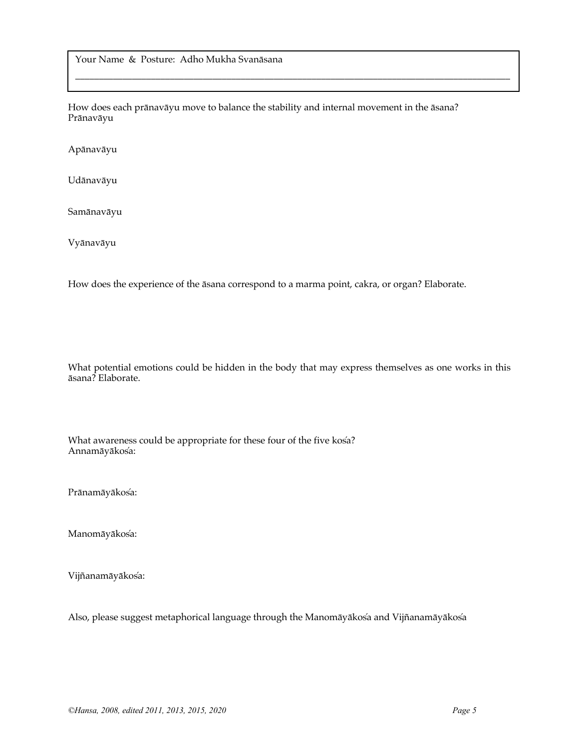Your Name & Posture: Adho Mukha Svanāsana

_______________________________________________________________________________

How does each prāṇavāyu move to balance the stability and internal movement in the āsana?

Prāṇavāyu

Apānavāyu

Udānavāyu

Samānavāyu

Vyānavāyu

How does the experience of the āsana correspond to a marma point, cakra, or organ? Elaborate.

What potential emotions could be hidden in the body that may express themselves as one works in this āsana? Elaborate.

What awareness could be appropriate for these four of the five kośa?

Annamāyākośa:

Prānamāyākośa:

Manomāyākośa:

Vijñanamāyākośa:

Also, please suggest metaphorical language through the Manomāyākośa and Vijñanamāyākośa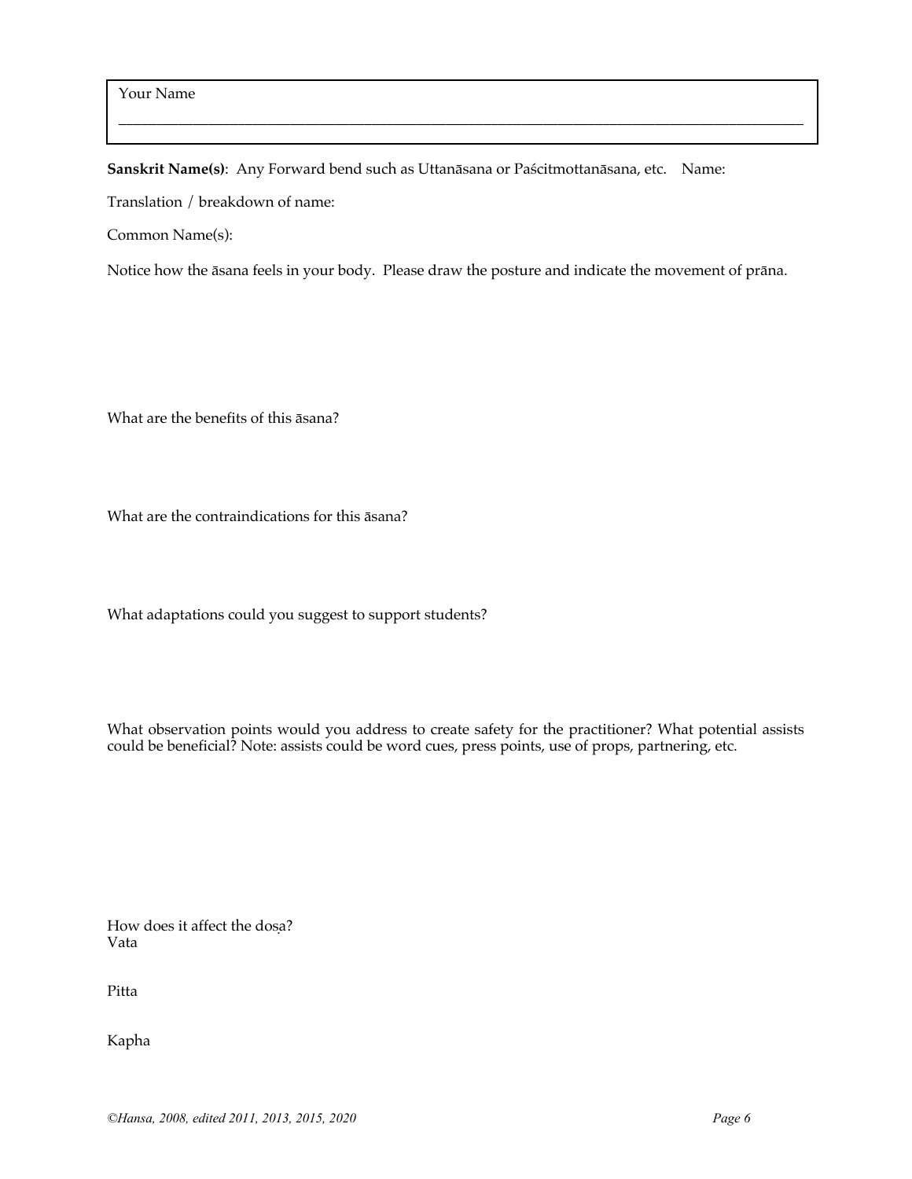Your Name

\_\_\_\_\_\_\_\_\_\_\_\_\_\_\_\_\_\_\_\_\_\_\_\_\_\_\_\_\_\_\_\_\_\_\_\_\_\_\_\_\_\_\_\_\_\_\_\_\_\_\_\_\_\_\_\_\_\_\_\_\_\_\_\_\_\_\_\_\_\_\_\_\_\_\_\_

**Sanskrit Name(s)**: Any Forward bend such as Uttanāsana or Paścitmottanāsana, etc. Name:

Translation / breakdown of name:

Common Name(s):

Notice how the āsana feels in your body. Please draw the posture and indicate the movement of prāna.

What are the benefits of this āsana?

What are the contraindications for this āsana?

What adaptations could you suggest to support students?

What observation points would you address to create safety for the practitioner? What potential assists could be beneficial? Note: assists could be word cues, press points, use of props, partnering, etc.

How does it affect the doṣa?
Vata

Pitta

Kapha

*©Hansa, 2008, edited 2011, 2013, 2015, 2020*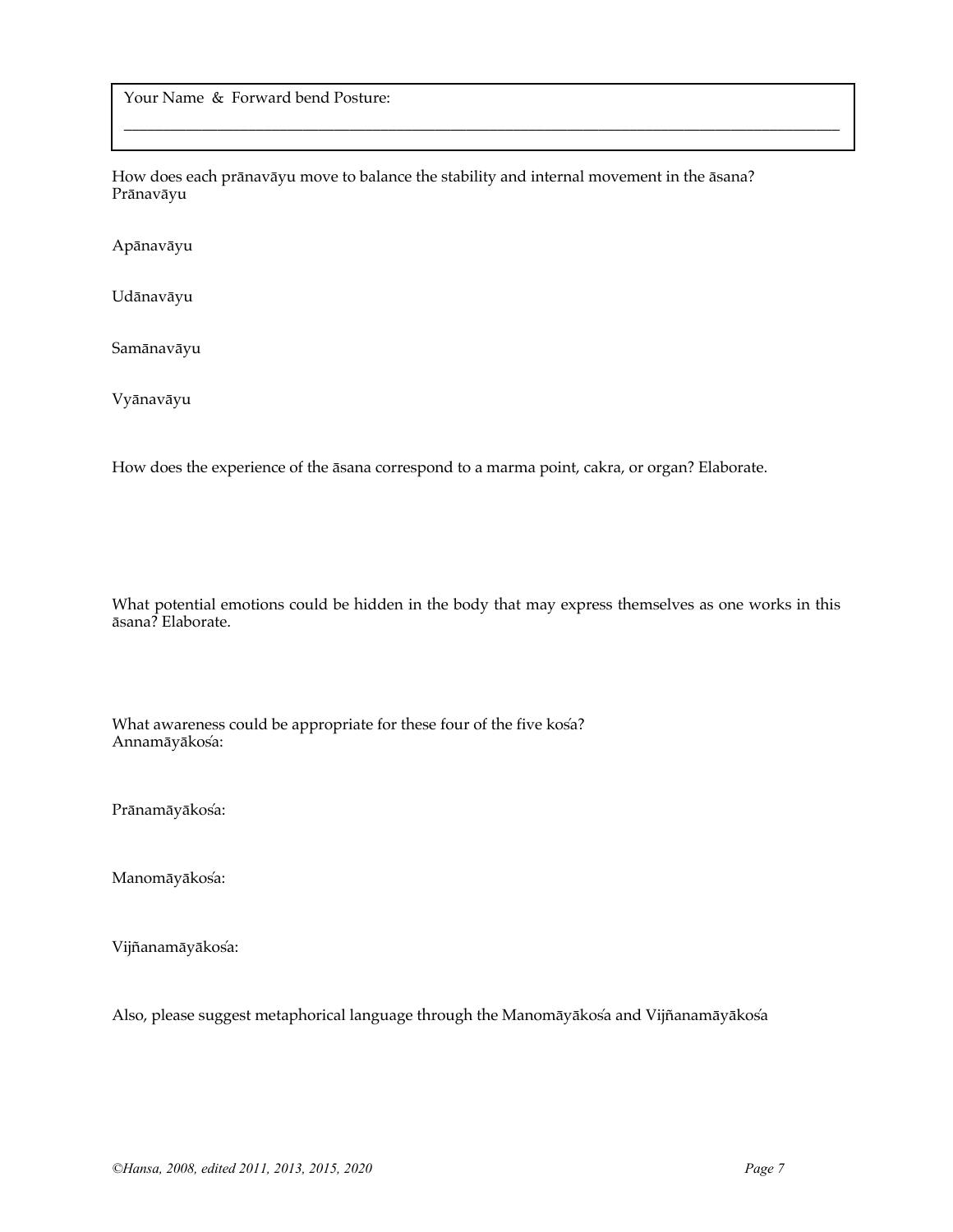Your Name & Forward bend Posture:

___________________________________________________________________________

How does each prānavāyu move to balance the stability and internal movement in the āsana?

Prānavāyu

Apānavāyu

Udānavāyu

Samānavāyu

Vyānavāyu

How does the experience of the āsana correspond to a marma point, cakra, or organ? Elaborate.

What potential emotions could be hidden in the body that may express themselves as one works in this āsana? Elaborate.

What awareness could be appropriate for these four of the five kos'a?

Annamāyākos'a:

Prānamāyākos'a:

Manomāyākos'a:

Vijñanamāyākos'a:

Also, please suggest metaphorical language through the Manomāyākos'a and Vijñanamāyākos'a

*©Hansa, 2008, edited 2011, 2013, 2015, 2020*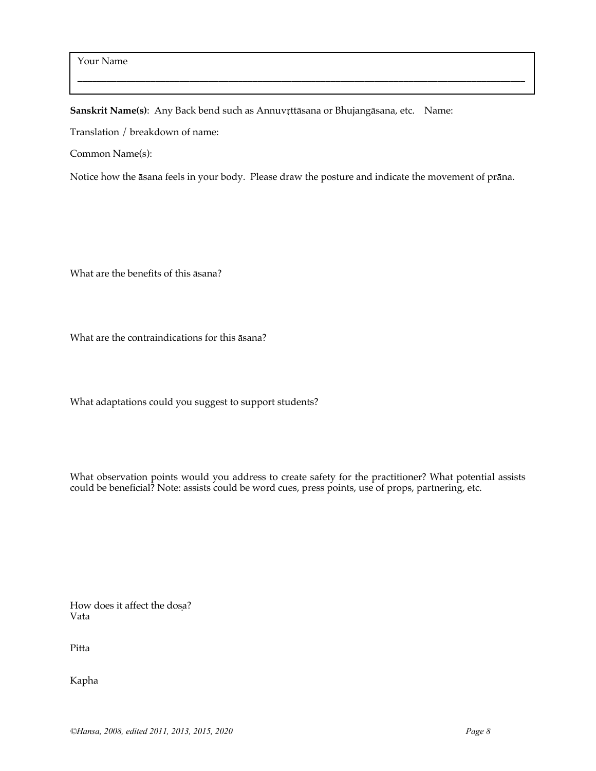Your Name

___________________________________________________________________________

**Sanskrit Name(s)**: Any Back bend such as Annuvṛttāsana or Bhujangāsana, etc. Name:

Translation / breakdown of name:

Common Name(s):

Notice how the āsana feels in your body. Please draw the posture and indicate the movement of prāna.

What are the benefits of this āsana?

What are the contraindications for this āsana?

What adaptations could you suggest to support students?

What observation points would you address to create safety for the practitioner? What potential assists could be beneficial? Note: assists could be word cues, press points, use of props, partnering, etc.

How does it affect the doṣa?
Vata

Pitta

Kapha

*©Hansa, 2008, edited 2011, 2013, 2015, 2020*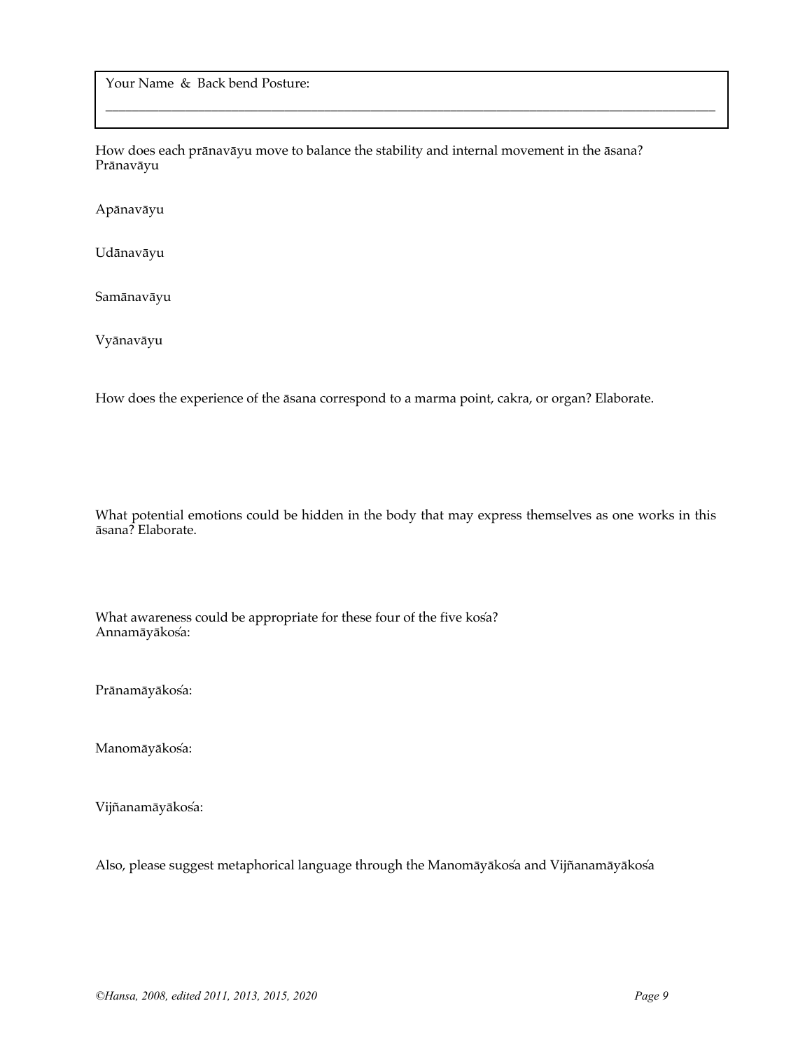Your Name & Back bend Posture:

\_\_\_\_\_\_\_\_\_\_\_\_\_\_\_\_\_\_\_\_\_\_\_\_\_\_\_\_\_\_\_\_\_\_\_\_\_\_\_\_\_\_\_\_\_\_\_\_\_\_\_\_\_\_\_\_\_\_\_\_\_\_\_\_\_\_\_\_\_\_\_\_\_\_\_\_\_\_\_\_

How does each prānavāyu move to balance the stability and internal movement in the āsana?
Prānavāyu

Apānavāyu

Udānavāyu

Samānavāyu

Vyānavāyu

How does the experience of the āsana correspond to a marma point, cakra, or organ? Elaborate.

What potential emotions could be hidden in the body that may express themselves as one works in this āsana? Elaborate.

What awareness could be appropriate for these four of the five kos̓a?
Annamāyākos̓a:

Prānamāyākos̓a:

Manomāyākos̓a:

Vijñanamāyākos̓a:

Also, please suggest metaphorical language through the Manomāyākos̓a and Vijñanamāyākos̓a

*©Hansa, 2008, edited 2011, 2013, 2015, 2020*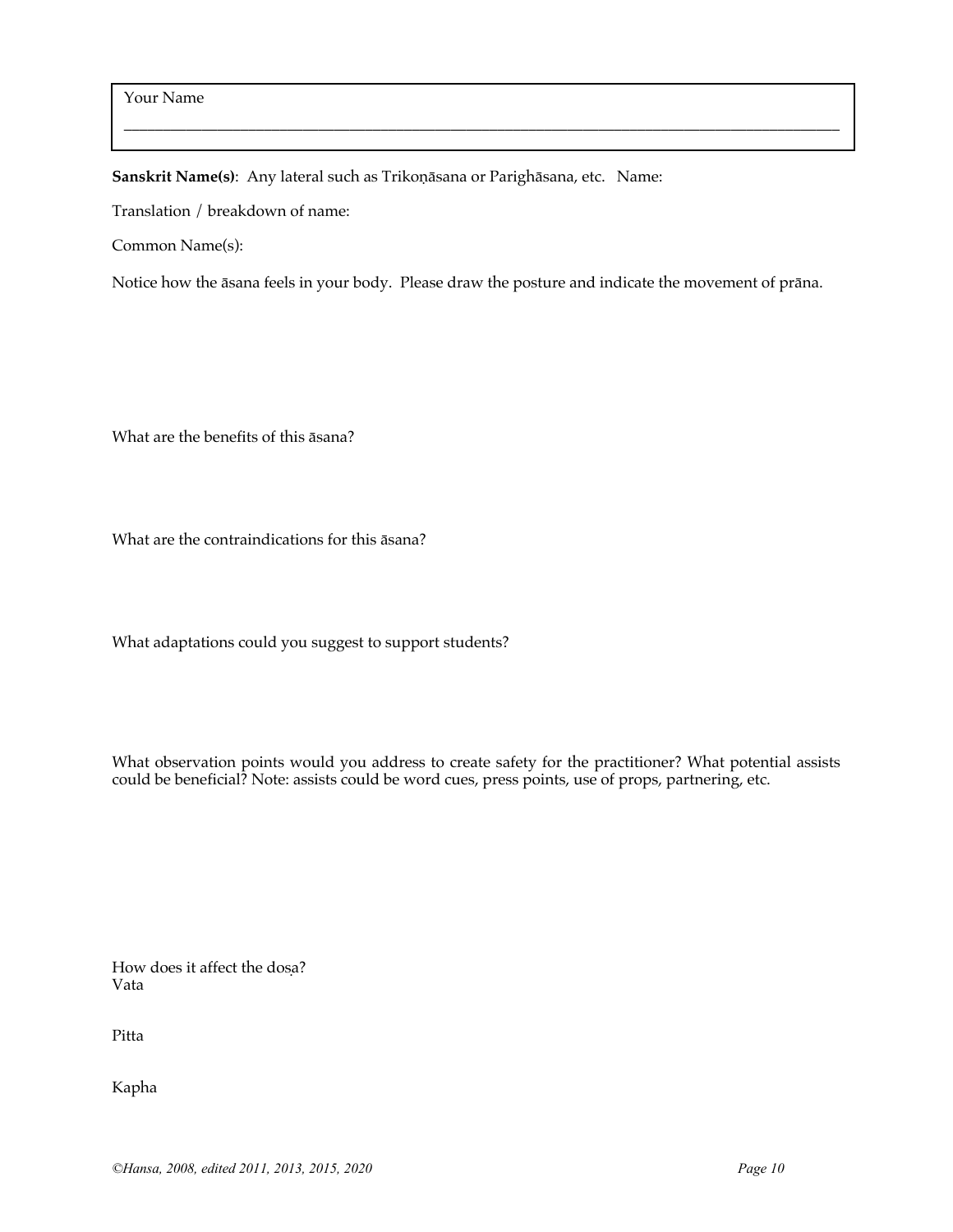Your Name

______________________________________________________________________________

**Sanskrit Name(s)**: Any lateral such as Trikoṇāsana or Parighāsana, etc. Name:

Translation / breakdown of name:

Common Name(s):

Notice how the āsana feels in your body. Please draw the posture and indicate the movement of prāna.

What are the benefits of this āsana?

What are the contraindications for this āsana?

What adaptations could you suggest to support students?

What observation points would you address to create safety for the practitioner? What potential assists could be beneficial? Note: assists could be word cues, press points, use of props, partnering, etc.

How does it affect the doṣa?
Vata

Pitta

Kapha

*©Hansa, 2008, edited 2011, 2013, 2015, 2020*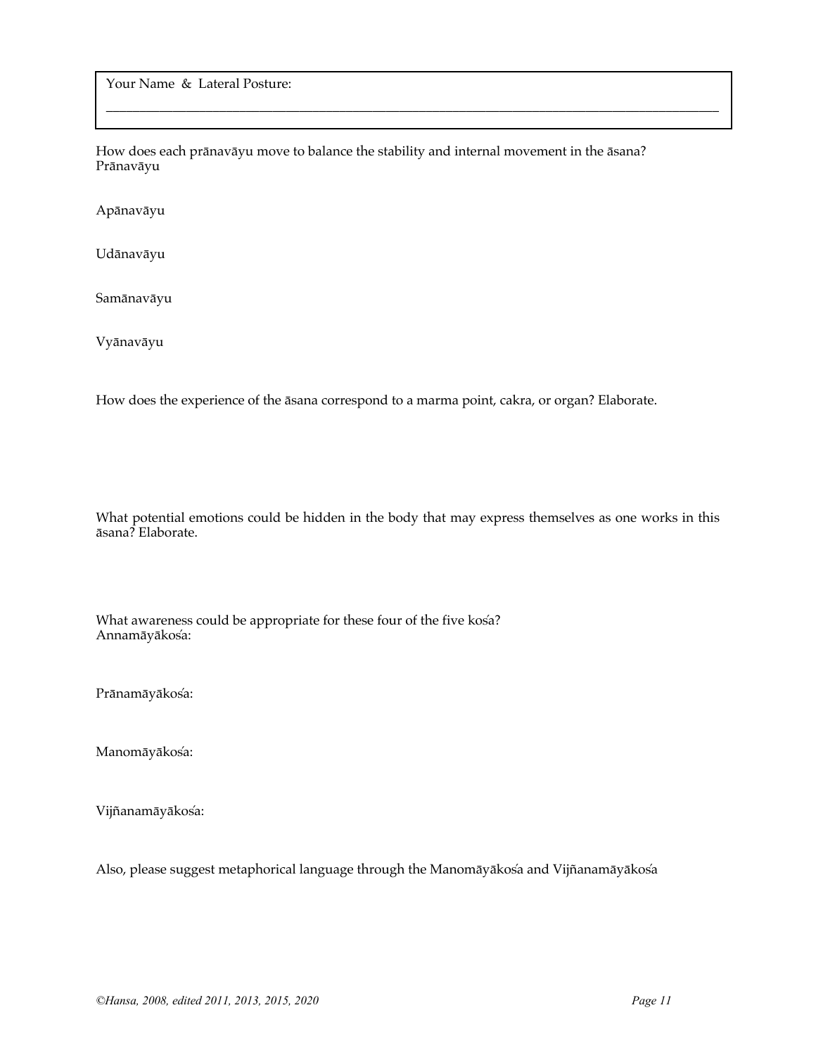Your Name & Lateral Posture:

______________________________________________________________________________

How does each prānavāyu move to balance the stability and internal movement in the āsana?

Prānavāyu

Apānavāyu

Udānavāyu

Samānavāyu

Vyānavāyu

How does the experience of the āsana correspond to a marma point, cakra, or organ? Elaborate.

What potential emotions could be hidden in the body that may express themselves as one works in this āsana? Elaborate.

What awareness could be appropriate for these four of the five kośa?

Annamāyākośa:

Prānamāyākośa:

Manomāyākośa:

Vijñanamāyākośa:

Also, please suggest metaphorical language through the Manomāyākośa and Vijñanamāyākośa

*©Hansa, 2008, edited 2011, 2013, 2015, 2020*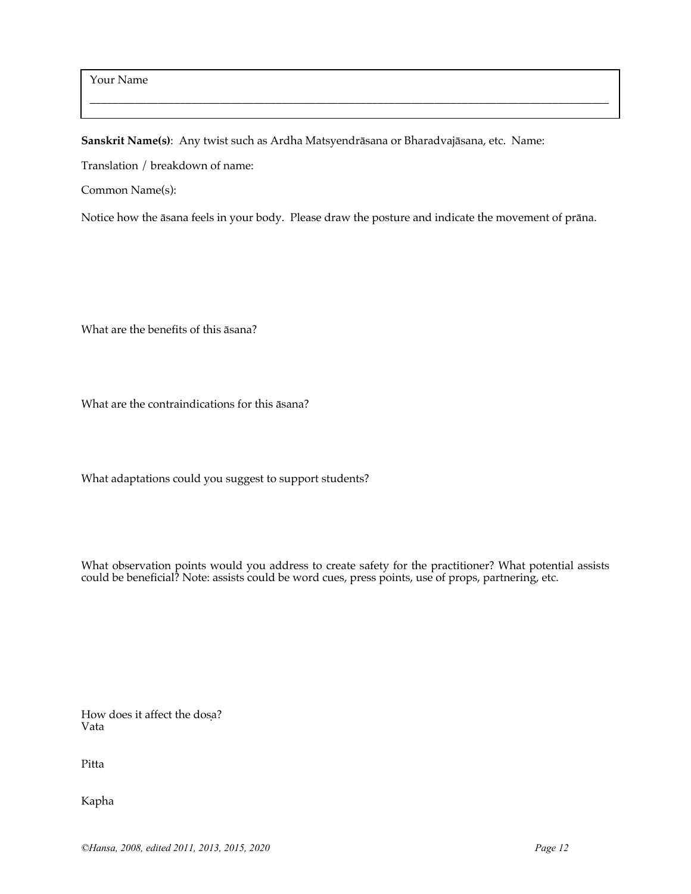Your Name

\_\_\_\_\_\_\_\_\_\_\_\_\_\_\_\_\_\_\_\_\_\_\_\_\_\_\_\_\_\_\_\_\_\_\_\_\_\_\_\_\_\_\_\_\_\_\_\_\_\_\_\_\_\_\_\_\_\_\_\_\_\_\_\_\_\_\_\_\_\_\_\_\_\_\_\_\_\_\_\_

**Sanskrit Name(s)**: Any twist such as Ardha Matsyendrāsana or Bharadvajāsana, etc. Name:

Translation / breakdown of name:

Common Name(s):

Notice how the āsana feels in your body. Please draw the posture and indicate the movement of prāna.

What are the benefits of this āsana?

What are the contraindications for this āsana?

What adaptations could you suggest to support students?

What observation points would you address to create safety for the practitioner? What potential assists could be beneficial? Note: assists could be word cues, press points, use of props, partnering, etc.

How does it affect the doṣa?
Vata

Pitta

Kapha

*©Hansa, 2008, edited 2011, 2013, 2015, 2020*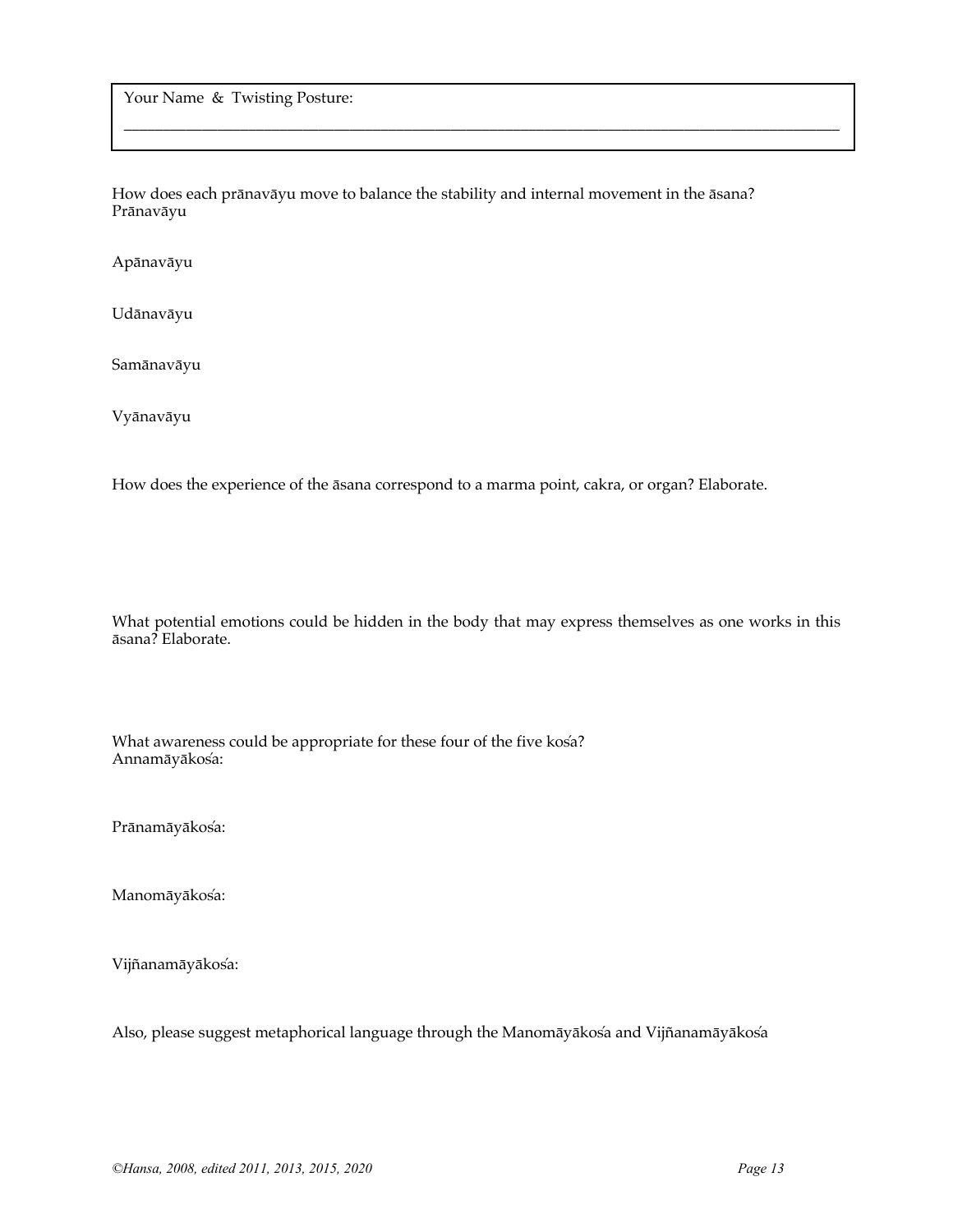Your Name & Twisting Posture:

\_\_\_\_\_\_\_\_\_\_\_\_\_\_\_\_\_\_\_\_\_\_\_\_\_\_\_\_\_\_\_\_\_\_\_\_\_\_\_\_\_\_\_\_\_\_\_\_\_\_\_\_\_\_\_\_\_\_\_\_\_\_\_\_\_\_\_\_\_\_\_\_\_\_\_\_\_\_\_\_\_\_\_\_\_\_\_\_

How does each prānavāyu move to balance the stability and internal movement in the āsana?

Prānavāyu

Apānavāyu

Udānavāyu

Samānavāyu

Vyānavāyu

How does the experience of the āsana correspond to a marma point, cakra, or organ? Elaborate.

What potential emotions could be hidden in the body that may express themselves as one works in this āsana? Elaborate.

What awareness could be appropriate for these four of the five kośa?

Annamāyākośa:

Prānamāyākośa:

Manomāyākośa:

Vijñanamāyākośa:

Also, please suggest metaphorical language through the Manomāyākośa and Vijñanamāyākośa

*©Hansa, 2008, edited 2011, 2013, 2015, 2020*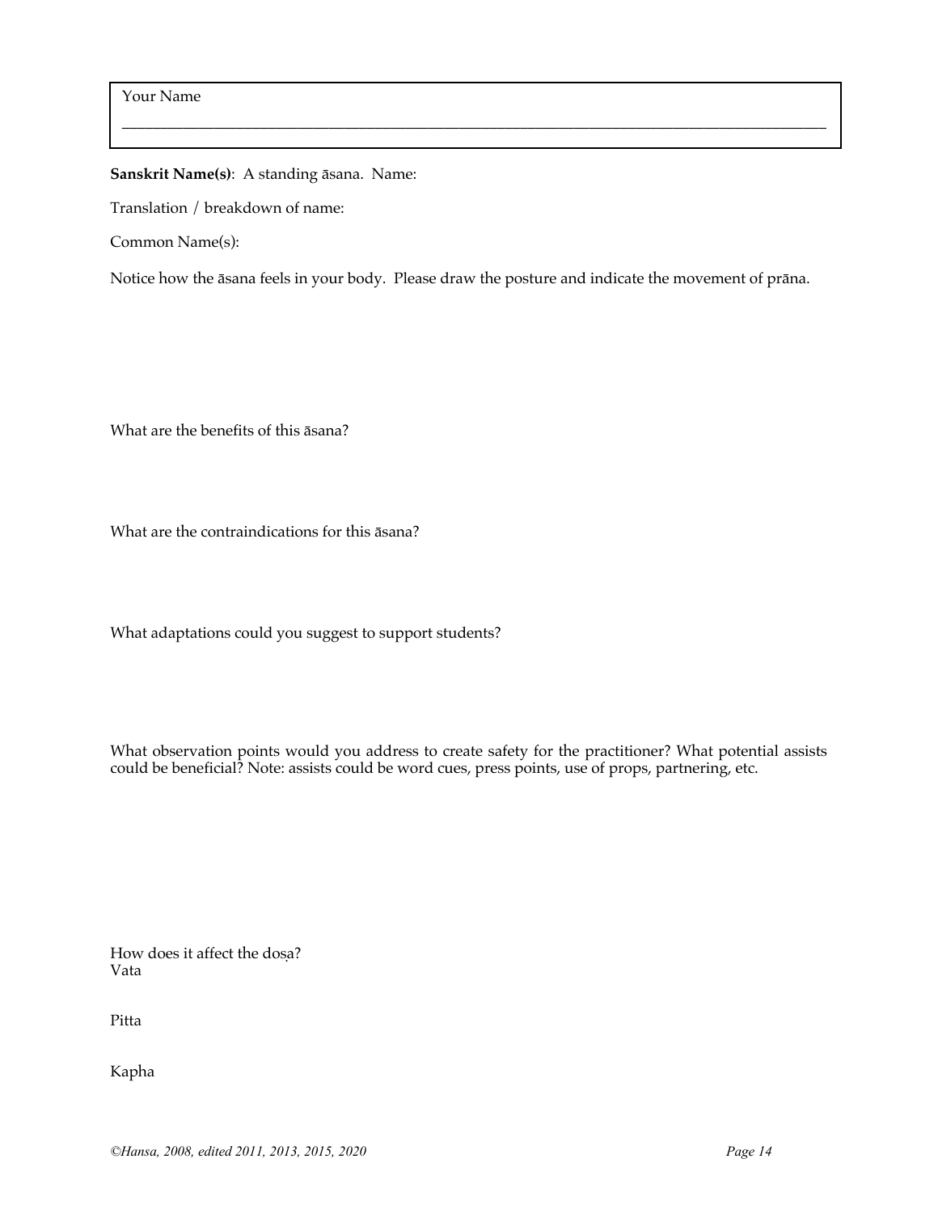Your Name

\_\_\_\_\_\_\_\_\_\_\_\_\_\_\_\_\_\_\_\_\_\_\_\_\_\_\_\_\_\_\_\_\_\_\_\_\_\_\_\_\_\_\_\_\_\_\_\_\_\_\_\_\_\_\_\_\_\_\_\_\_\_\_\_\_\_\_\_\_\_\_\_\_\_\_\_

**Sanskrit Name(s)**: A standing āsana. Name:

Translation / breakdown of name:

Common Name(s):

Notice how the āsana feels in your body. Please draw the posture and indicate the movement of prāna.

What are the benefits of this āsana?

What are the contraindications for this āsana?

What adaptations could you suggest to support students?

What observation points would you address to create safety for the practitioner? What potential assists could be beneficial? Note: assists could be word cues, press points, use of props, partnering, etc.

How does it affect the doṣa?
Vata

Pitta

Kapha

*©Hansa, 2008, edited 2011, 2013, 2015, 2020*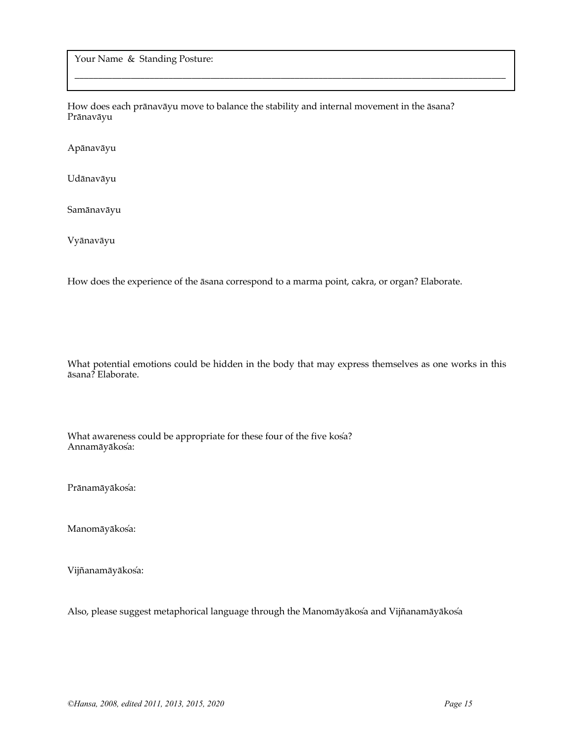Your Name & Standing Posture:

______________________________________________________________________________

How does each prānavāyu move to balance the stability and internal movement in the āsana?

Prānavāyu

Apānavāyu

Udānavāyu

Samānavāyu

Vyānavāyu

How does the experience of the āsana correspond to a marma point, cakra, or organ? Elaborate.

What potential emotions could be hidden in the body that may express themselves as one works in this āsana? Elaborate.

What awareness could be appropriate for these four of the five kośa?

Annamāyākośa:

Prānamāyākośa:

Manomāyākośa:

Vijñanamāyākośa:

Also, please suggest metaphorical language through the Manomāyākośa and Vijñanamāyākośa

*©Hansa, 2008, edited 2011, 2013, 2015, 2020*